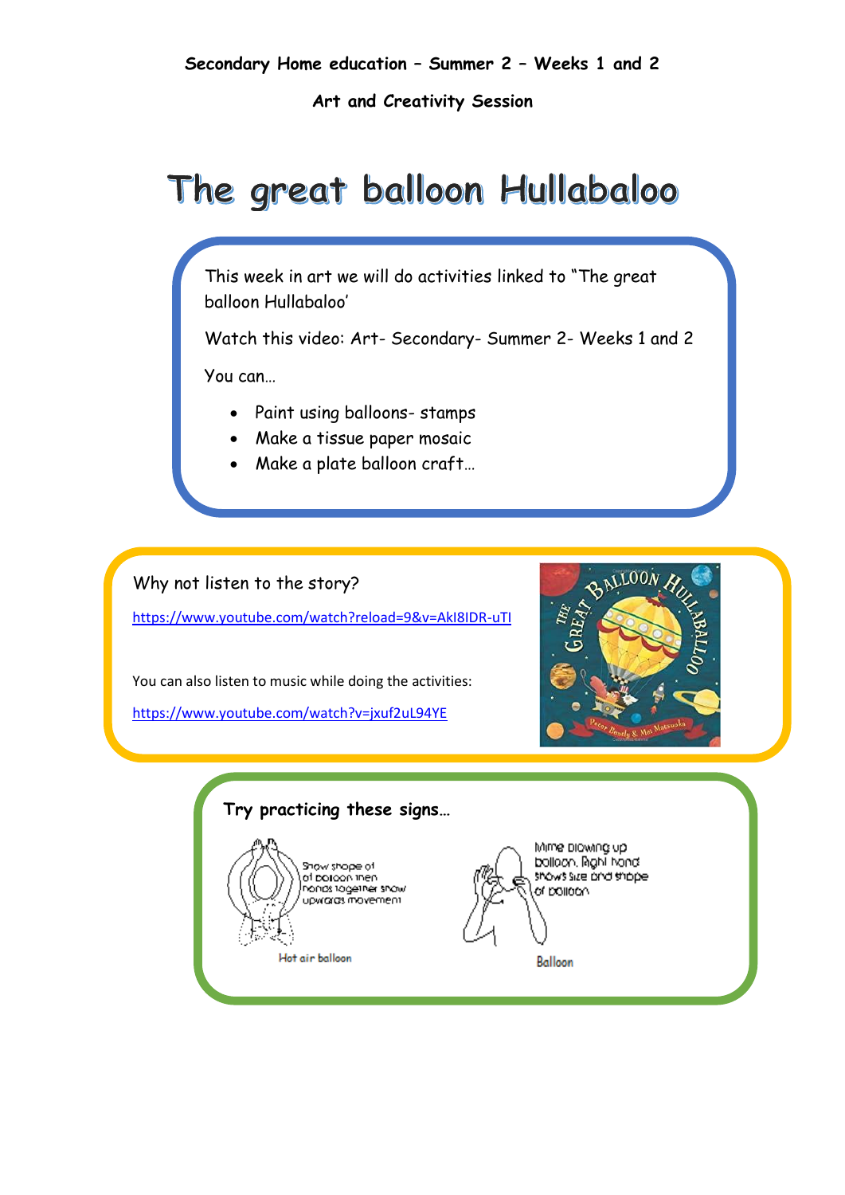**Secondary Home education – Summer 2 – Weeks 1 and 2**

**Art and Creativity Session**

# The great balloon Hullabaloo

This week in art we will do activities linked to "The great balloon Hullabaloo'

Watch this video: Art- Secondary- Summer 2- Weeks 1 and 2

You can…

- Paint using balloons- stamps
- Make a tissue paper mosaic
- Make a plate balloon craft…

Why not listen to the story?

https://www.youtube.com/watch?reload=9&v=AkI8IDR-uTI

You can also listen to music while doing the activities:

https://www.youtube.com/watch?v=jxuf2uL94YE

**Try practicing these signs…**

Show shape of of balloon then hands together show upwards movement

Hot air balloon

Mime blowing up balloon. Right hand shows size and shape of balloon

Balloon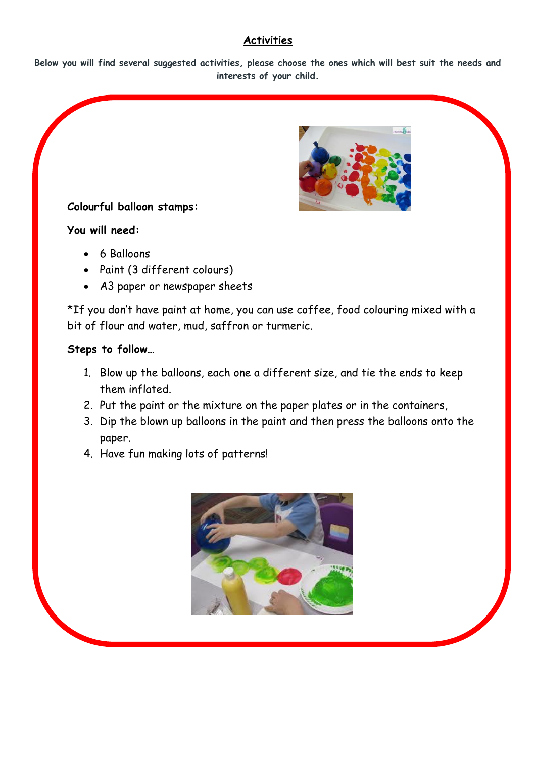## Activities

**Below you will find several suggested activities, please choose the ones which will best suit the needs and interests of your child.**

**Colourful balloon stamps:**

**You will need:**

- 6 Balloons
- Paint (3 different colours)
- A3 paper or newspaper sheets

*If you don't have paint at home, you can use coffee, food colouring mixed with a bit of flour and water, mud, saffron or turmeric.

**Steps to follow…**

1. Blow up the balloons, each one a different size, and tie the ends to keep them inflated.
2. Put the paint or the mixture on the paper plates or in the containers,
3. Dip the blown up balloons in the paint and then press the balloons onto the paper.
4. Have fun making lots of patterns!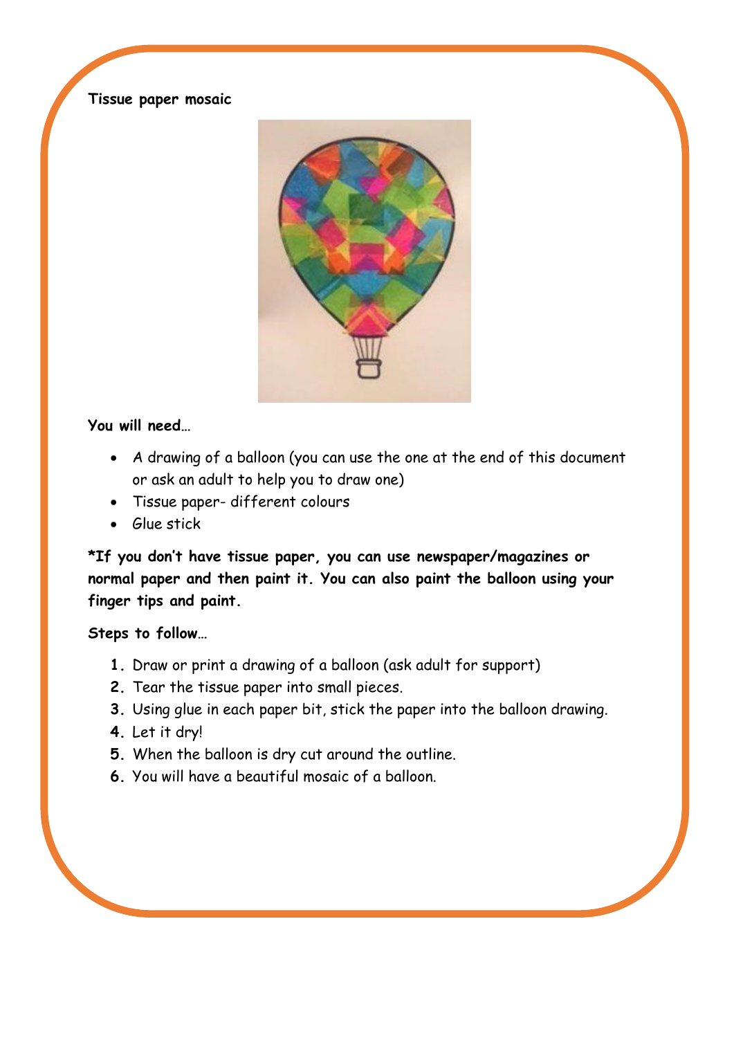**Tissue paper mosaic**

**You will need…**

- A drawing of a balloon (you can use the one at the end of this document or ask an adult to help you to draw one)
- Tissue paper- different colours
- Glue stick

**\*If you don't have tissue paper, you can use newspaper/magazines or normal paper and then paint it. You can also paint the balloon using your finger tips and paint.**

**Steps to follow…**

1. Draw or print a drawing of a balloon (ask adult for support)
2. Tear the tissue paper into small pieces.
3. Using glue in each paper bit, stick the paper into the balloon drawing.
4. Let it dry!
5. When the balloon is dry cut around the outline.
6. You will have a beautiful mosaic of a balloon.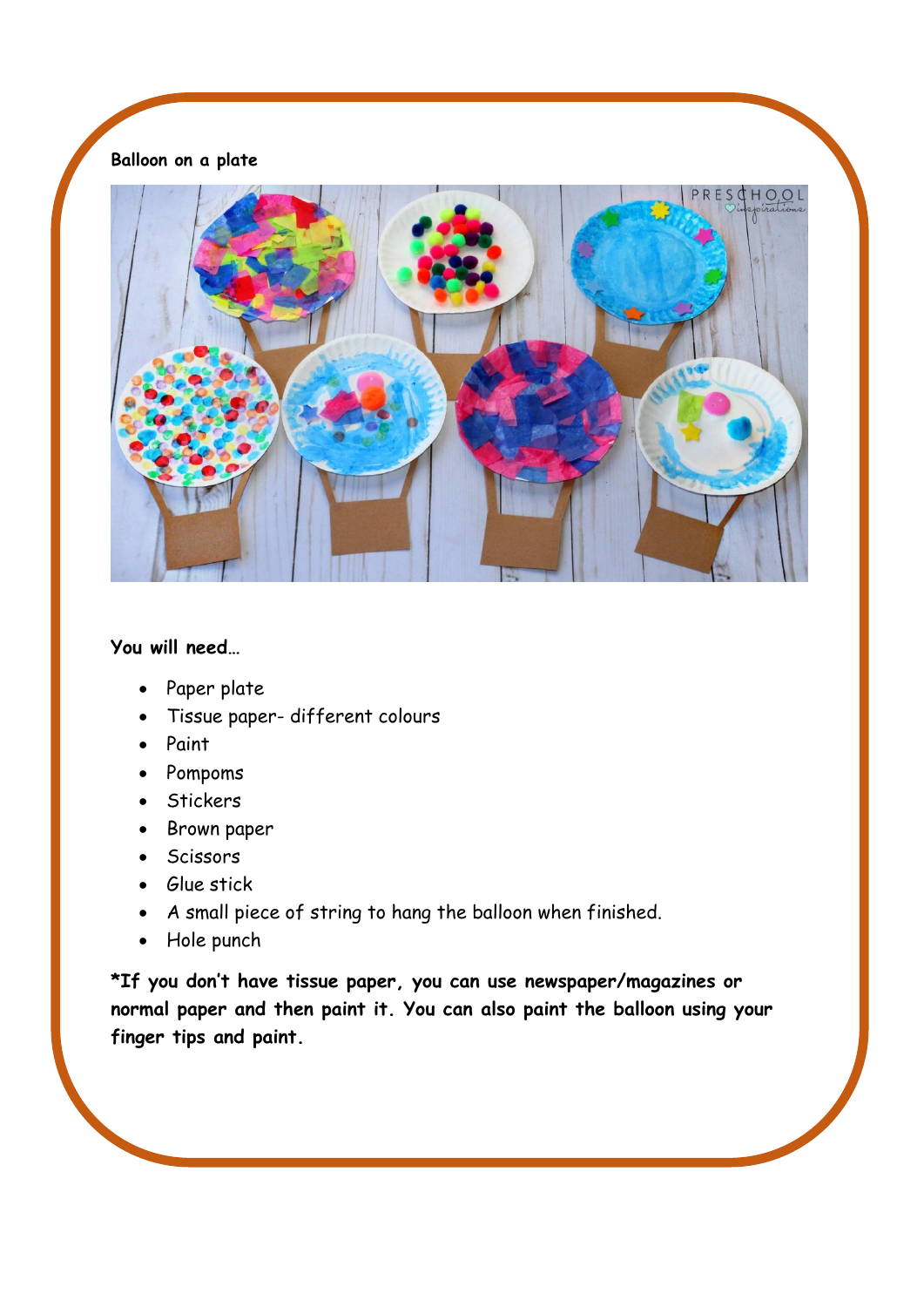**Balloon on a plate**

**You will need…**

- Paper plate
- Tissue paper- different colours
- Paint
- Pompoms
- Stickers
- Brown paper
- Scissors
- Glue stick
- A small piece of string to hang the balloon when finished.
- Hole punch

***If you don't have tissue paper, you can use newspaper/magazines or normal paper and then paint it. You can also paint the balloon using your finger tips and paint.**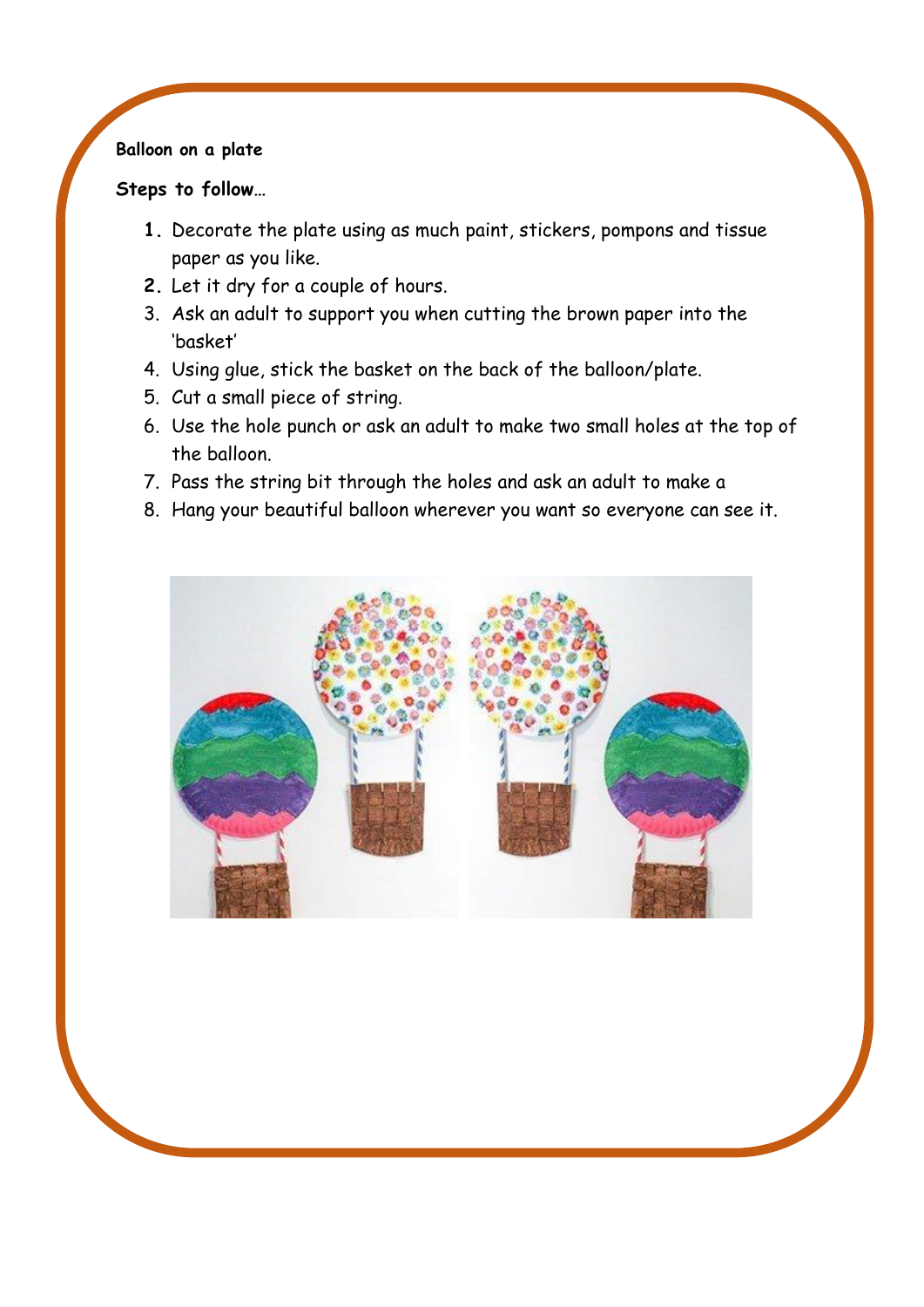**Balloon on a plate**

**Steps to follow…**

1. Decorate the plate using as much paint, stickers, pompons and tissue paper as you like.
2. Let it dry for a couple of hours.
3. Ask an adult to support you when cutting the brown paper into the 'basket'
4. Using glue, stick the basket on the back of the balloon/plate.
5. Cut a small piece of string.
6. Use the hole punch or ask an adult to make two small holes at the top of the balloon.
7. Pass the string bit through the holes and ask an adult to make a
8. Hang your beautiful balloon wherever you want so everyone can see it.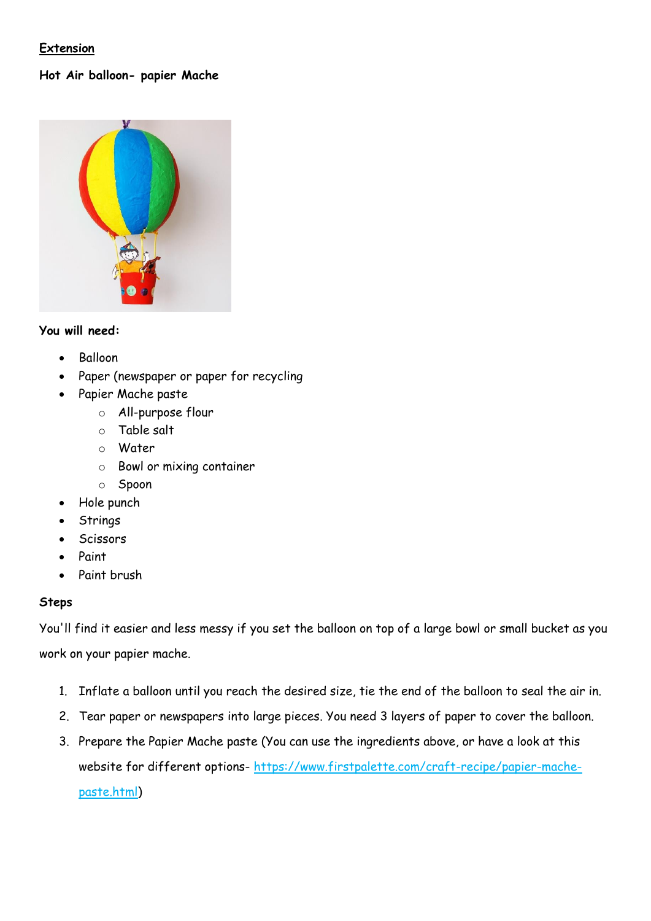**Extension**

**Hot Air balloon- papier Mache**

**You will need:**

- Balloon
- Paper (newspaper or paper for recycling
- Papier Mache paste
    - All-purpose flour
    - Table salt
    - Water
    - Bowl or mixing container
    - Spoon
- Hole punch
- Strings
- Scissors
- Paint
- Paint brush

**Steps**

You'll find it easier and less messy if you set the balloon on top of a large bowl or small bucket as you work on your papier mache.

1. Inflate a balloon until you reach the desired size, tie the end of the balloon to seal the air in.
2. Tear paper or newspapers into large pieces. You need 3 layers of paper to cover the balloon.
3. Prepare the Papier Mache paste (You can use the ingredients above, or have a look at this website for different options- https://www.firstpalette.com/craft-recipe/papier-mache-paste.html)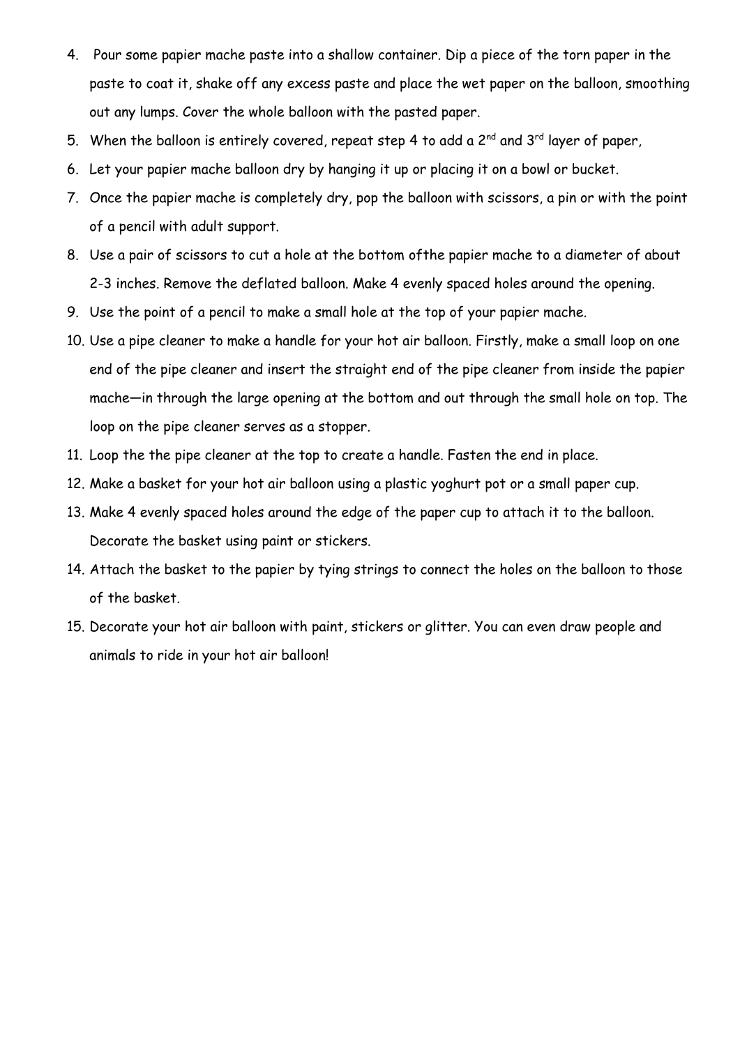4. Pour some papier mache paste into a shallow container. Dip a piece of the torn paper in the paste to coat it, shake off any excess paste and place the wet paper on the balloon, smoothing out any lumps. Cover the whole balloon with the pasted paper.
5. When the balloon is entirely covered, repeat step 4 to add a 2nd and 3rd layer of paper,
6. Let your papier mache balloon dry by hanging it up or placing it on a bowl or bucket.
7. Once the papier mache is completely dry, pop the balloon with scissors, a pin or with the point of a pencil with adult support.
8. Use a pair of scissors to cut a hole at the bottom ofthe papier mache to a diameter of about 2-3 inches. Remove the deflated balloon. Make 4 evenly spaced holes around the opening.
9. Use the point of a pencil to make a small hole at the top of your papier mache.
10. Use a pipe cleaner to make a handle for your hot air balloon. Firstly, make a small loop on one end of the pipe cleaner and insert the straight end of the pipe cleaner from inside the papier mache—in through the large opening at the bottom and out through the small hole on top. The loop on the pipe cleaner serves as a stopper.
11. Loop the the pipe cleaner at the top to create a handle. Fasten the end in place.
12. Make a basket for your hot air balloon using a plastic yoghurt pot or a small paper cup.
13. Make 4 evenly spaced holes around the edge of the paper cup to attach it to the balloon. Decorate the basket using paint or stickers.
14. Attach the basket to the papier by tying strings to connect the holes on the balloon to those of the basket.
15. Decorate your hot air balloon with paint, stickers or glitter. You can even draw people and animals to ride in your hot air balloon!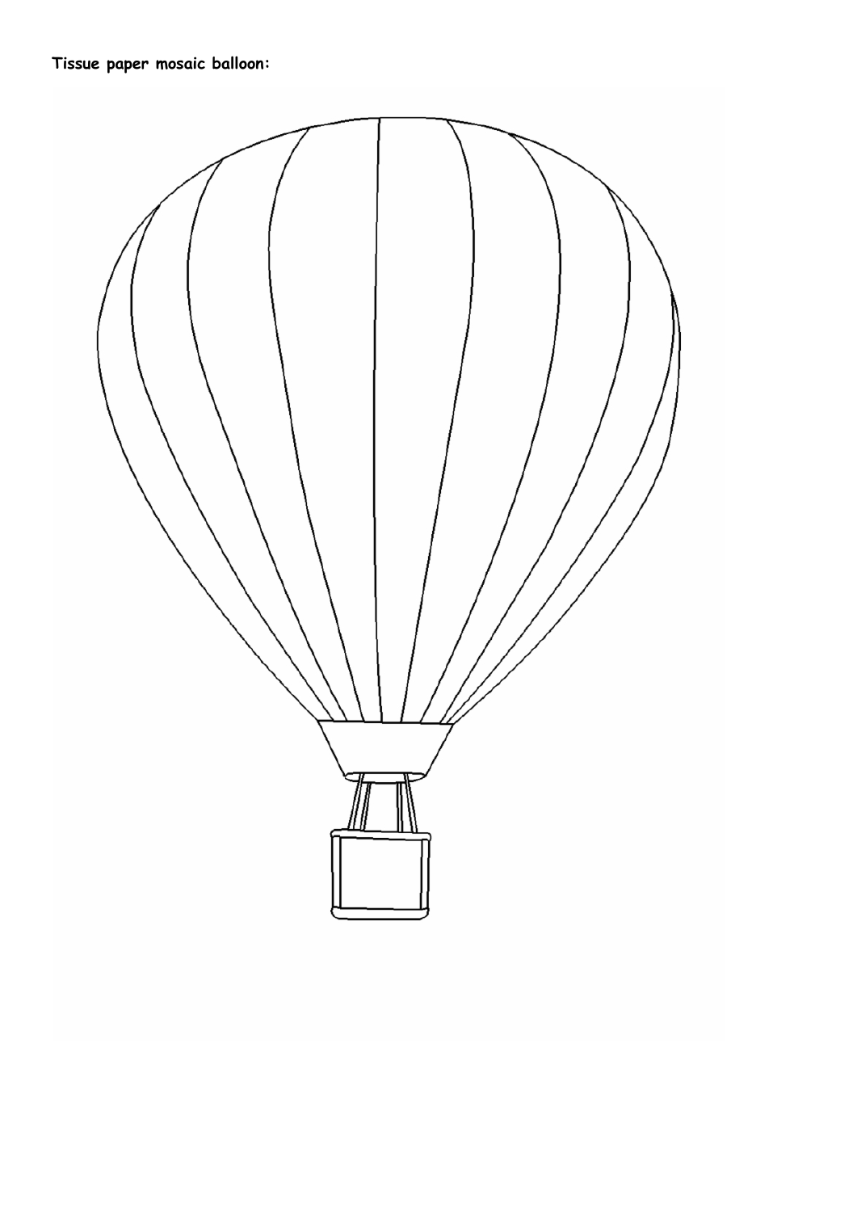**Tissue paper mosaic balloon:**